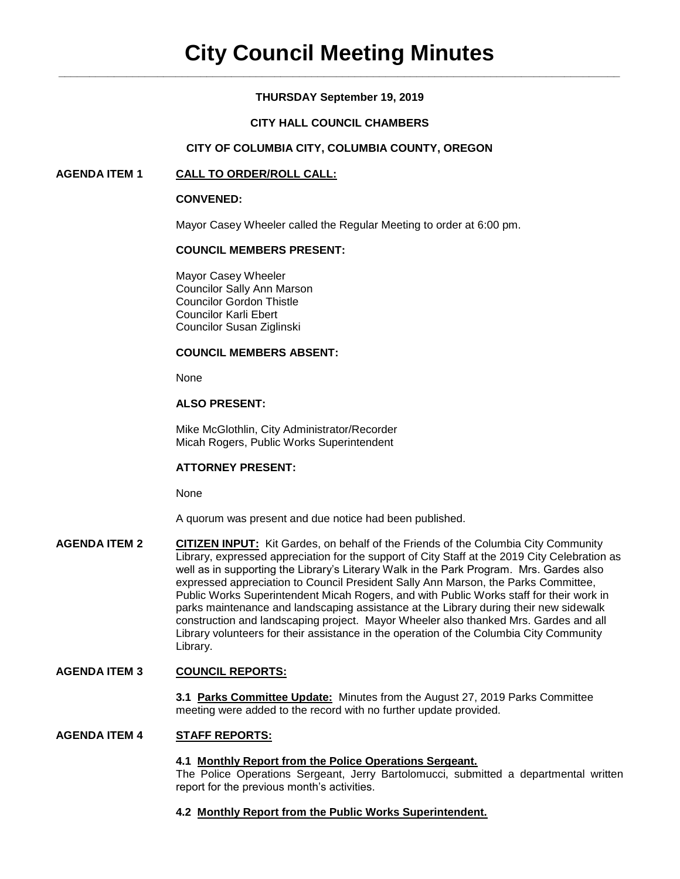# City Council Meeting Minutes

**THURSDAY September 19, 2019**

**CITY HALL COUNCIL CHAMBERS**

**CITY OF COLUMBIA CITY, COLUMBIA COUNTY, OREGON**

**AGENDA ITEM 1 CALL TO ORDER/ROLL CALL:**

**CONVENED:**

Mayor Casey Wheeler called the Regular Meeting to order at 6:00 pm.

**COUNCIL MEMBERS PRESENT:**

Mayor Casey Wheeler
Councilor Sally Ann Marson
Councilor Gordon Thistle
Councilor Karli Ebert
Councilor Susan Ziglinski

**COUNCIL MEMBERS ABSENT:**

None

**ALSO PRESENT:**

Mike McGlothlin, City Administrator/Recorder
Micah Rogers, Public Works Superintendent

**ATTORNEY PRESENT:**

None

A quorum was present and due notice had been published.

**AGENDA ITEM 2 CITIZEN INPUT:** Kit Gardes, on behalf of the Friends of the Columbia City Community Library, expressed appreciation for the support of City Staff at the 2019 City Celebration as well as in supporting the Library's Literary Walk in the Park Program. Mrs. Gardes also expressed appreciation to Council President Sally Ann Marson, the Parks Committee, Public Works Superintendent Micah Rogers, and with Public Works staff for their work in parks maintenance and landscaping assistance at the Library during their new sidewalk construction and landscaping project. Mayor Wheeler also thanked Mrs. Gardes and all Library volunteers for their assistance in the operation of the Columbia City Community Library.

**AGENDA ITEM 3 COUNCIL REPORTS:**

**3.1 Parks Committee Update:** Minutes from the August 27, 2019 Parks Committee meeting were added to the record with no further update provided.

**AGENDA ITEM 4 STAFF REPORTS:**

**4.1 Monthly Report from the Police Operations Sergeant.**
The Police Operations Sergeant, Jerry Bartolomucci, submitted a departmental written report for the previous month's activities.

**4.2 Monthly Report from the Public Works Superintendent.**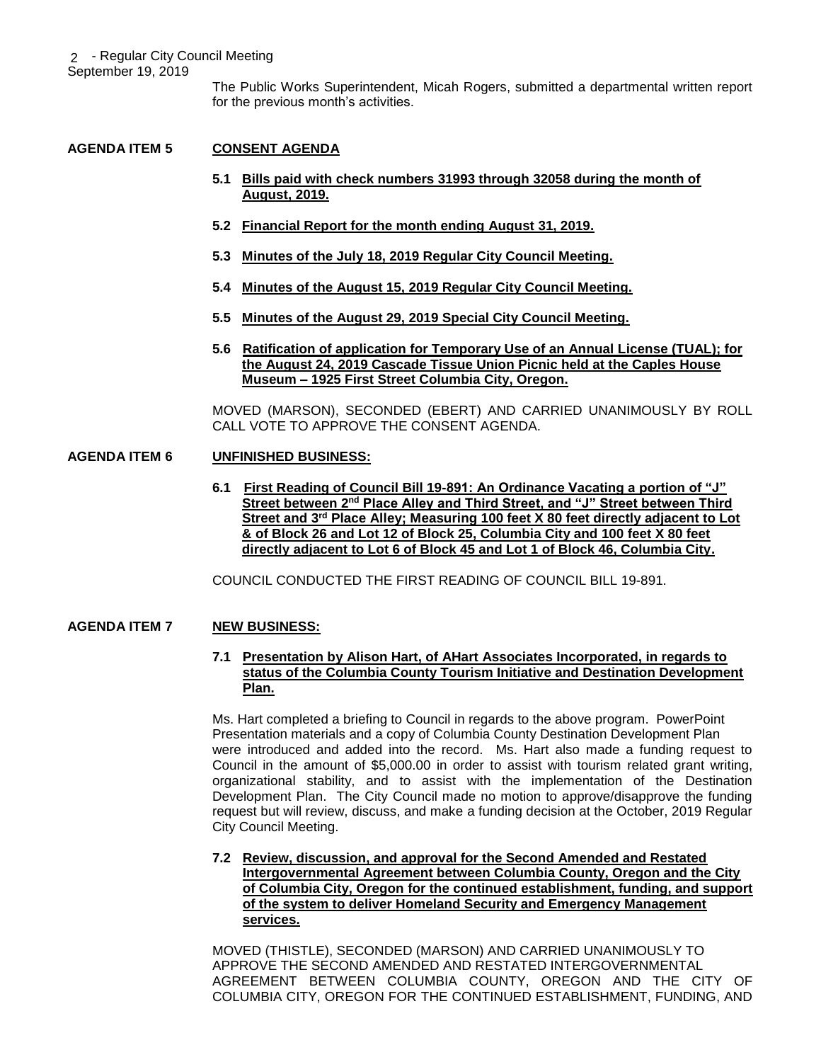The Public Works Superintendent, Micah Rogers, submitted a departmental written report for the previous month's activities.

**AGENDA ITEM 5** **CONSENT AGENDA**

**5.1 Bills paid with check numbers 31993 through 32058 during the month of August, 2019.**

**5.2 Financial Report for the month ending August 31, 2019.**

**5.3 Minutes of the July 18, 2019 Regular City Council Meeting.**

**5.4 Minutes of the August 15, 2019 Regular City Council Meeting.**

**5.5 Minutes of the August 29, 2019 Special City Council Meeting.**

**5.6 Ratification of application for Temporary Use of an Annual License (TUAL); for the August 24, 2019 Cascade Tissue Union Picnic held at the Caples House Museum – 1925 First Street Columbia City, Oregon.**

MOVED (MARSON), SECONDED (EBERT) AND CARRIED UNANIMOUSLY BY ROLL CALL VOTE TO APPROVE THE CONSENT AGENDA.

**AGENDA ITEM 6** **UNFINISHED BUSINESS:**

**6.1 First Reading of Council Bill 19-891: An Ordinance Vacating a portion of "J" Street between 2nd Place Alley and Third Street, and "J" Street between Third Street and 3rd Place Alley; Measuring 100 feet X 80 feet directly adjacent to Lot & of Block 26 and Lot 12 of Block 25, Columbia City and 100 feet X 80 feet directly adjacent to Lot 6 of Block 45 and Lot 1 of Block 46, Columbia City.**

COUNCIL CONDUCTED THE FIRST READING OF COUNCIL BILL 19-891.

**AGENDA ITEM 7** **NEW BUSINESS:**

**7.1 Presentation by Alison Hart, of AHart Associates Incorporated, in regards to status of the Columbia County Tourism Initiative and Destination Development Plan.**

Ms. Hart completed a briefing to Council in regards to the above program. PowerPoint Presentation materials and a copy of Columbia County Destination Development Plan were introduced and added into the record. Ms. Hart also made a funding request to Council in the amount of $5,000.00 in order to assist with tourism related grant writing, organizational stability, and to assist with the implementation of the Destination Development Plan. The City Council made no motion to approve/disapprove the funding request but will review, discuss, and make a funding decision at the October, 2019 Regular City Council Meeting.

**7.2 Review, discussion, and approval for the Second Amended and Restated Intergovernmental Agreement between Columbia County, Oregon and the City of Columbia City, Oregon for the continued establishment, funding, and support of the system to deliver Homeland Security and Emergency Management services.**

MOVED (THISTLE), SECONDED (MARSON) AND CARRIED UNANIMOUSLY TO APPROVE THE SECOND AMENDED AND RESTATED INTERGOVERNMENTAL AGREEMENT BETWEEN COLUMBIA COUNTY, OREGON AND THE CITY OF COLUMBIA CITY, OREGON FOR THE CONTINUED ESTABLISHMENT, FUNDING, AND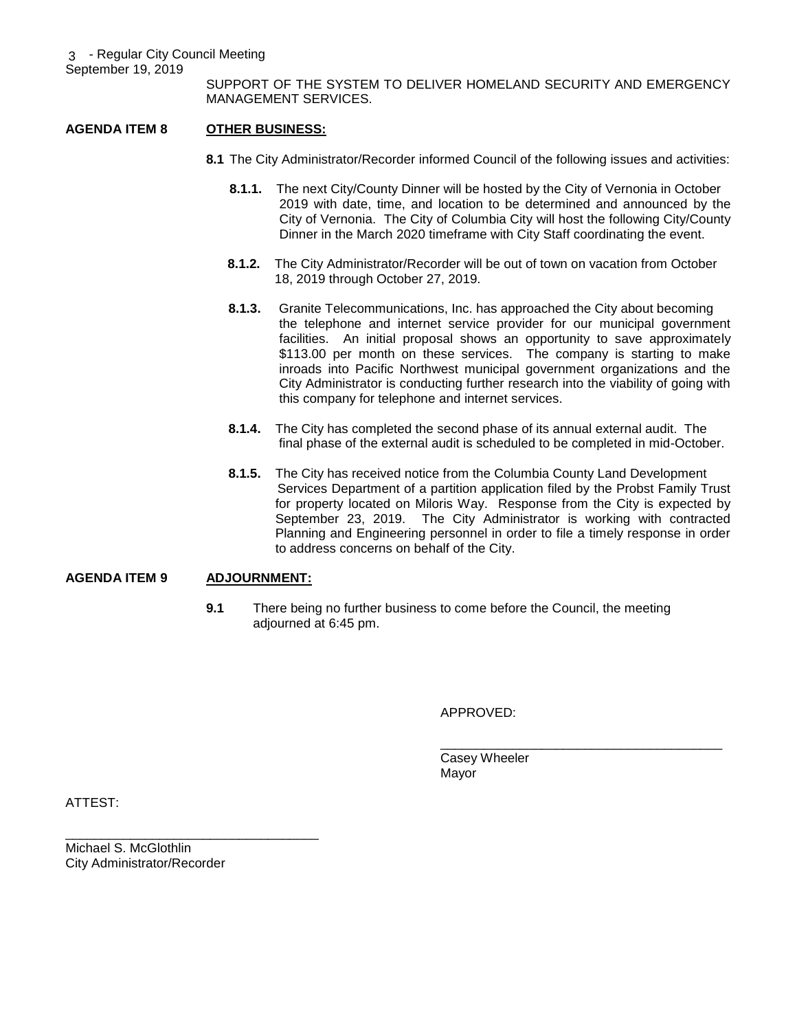SUPPORT OF THE SYSTEM TO DELIVER HOMELAND SECURITY AND EMERGENCY MANAGEMENT SERVICES.

**AGENDA ITEM 8** **OTHER BUSINESS:**

**8.1** The City Administrator/Recorder informed Council of the following issues and activities:

**8.1.1.** The next City/County Dinner will be hosted by the City of Vernonia in October 2019 with date, time, and location to be determined and announced by the City of Vernonia. The City of Columbia City will host the following City/County Dinner in the March 2020 timeframe with City Staff coordinating the event.

**8.1.2.** The City Administrator/Recorder will be out of town on vacation from October 18, 2019 through October 27, 2019.

**8.1.3.** Granite Telecommunications, Inc. has approached the City about becoming the telephone and internet service provider for our municipal government facilities. An initial proposal shows an opportunity to save approximately $113.00 per month on these services. The company is starting to make inroads into Pacific Northwest municipal government organizations and the City Administrator is conducting further research into the viability of going with this company for telephone and internet services.

**8.1.4.** The City has completed the second phase of its annual external audit. The final phase of the external audit is scheduled to be completed in mid-October.

**8.1.5.** The City has received notice from the Columbia County Land Development Services Department of a partition application filed by the Probst Family Trust for property located on Miloris Way. Response from the City is expected by September 23, 2019. The City Administrator is working with contracted Planning and Engineering personnel in order to file a timely response in order to address concerns on behalf of the City.

**AGENDA ITEM 9** **ADJOURNMENT:**

**9.1** There being no further business to come before the Council, the meeting adjourned at 6:45 pm.

APPROVED:

\_\_\_\_\_\_\_\_\_\_\_\_\_\_\_\_\_\_\_\_\_\_\_\_\_\_\_\_\_\_\_\_\_\_\_\_\_\_\_\_

Casey Wheeler
Mayor

ATTEST:

\_\_\_\_\_\_\_\_\_\_\_\_\_\_\_\_\_\_\_\_\_\_\_\_\_\_\_\_\_\_\_\_\_\_\_\_

Michael S. McGlothlin
City Administrator/Recorder